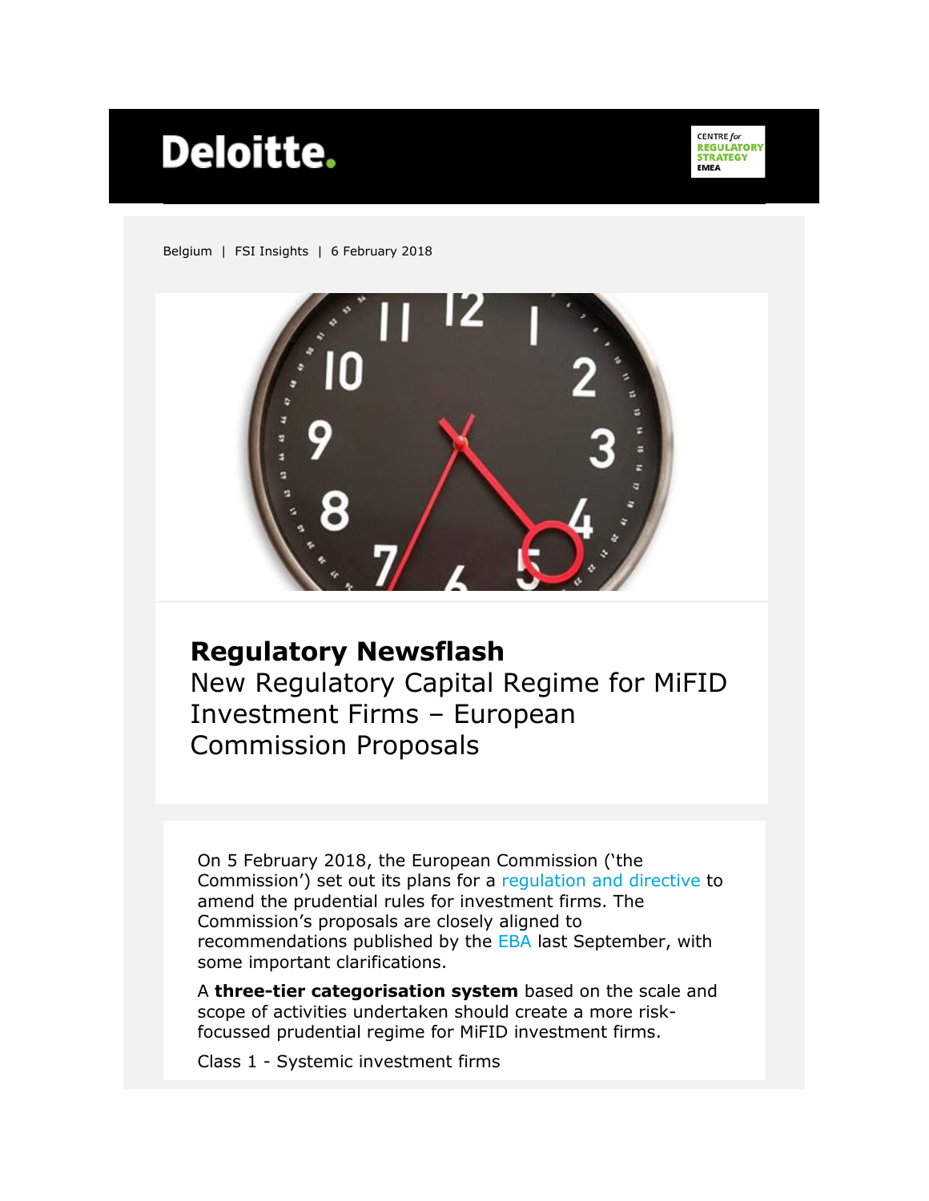Deloitte.

CENTRE for REGULATORY STRATEGY EMEA

Belgium | FSI Insights | 6 February 2018

# Regulatory Newsflash

## New Regulatory Capital Regime for MiFID Investment Firms – European Commission Proposals

On 5 February 2018, the European Commission ('the Commission') set out its plans for a regulation and directive to amend the prudential rules for investment firms. The Commission's proposals are closely aligned to recommendations published by the EBA last September, with some important clarifications.

A **three-tier categorisation system** based on the scale and scope of activities undertaken should create a more risk-focussed prudential regime for MiFID investment firms.

Class 1 - Systemic investment firms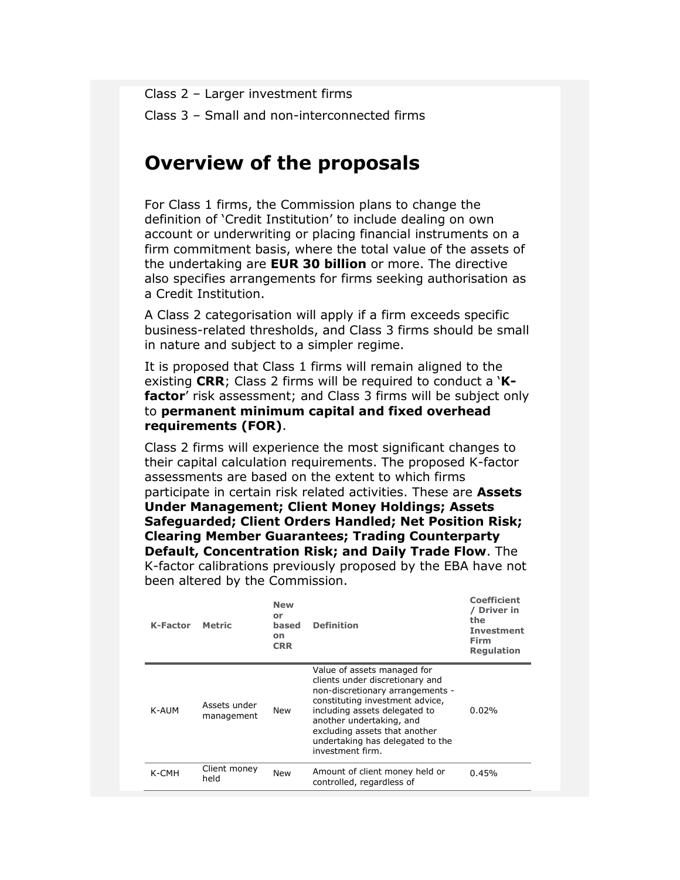Class 2 – Larger investment firms

Class 3 – Small and non-interconnected firms

## Overview of the proposals

For Class 1 firms, the Commission plans to change the definition of 'Credit Institution' to include dealing on own account or underwriting or placing financial instruments on a firm commitment basis, where the total value of the assets of the undertaking are **EUR 30 billion** or more. The directive also specifies arrangements for firms seeking authorisation as a Credit Institution.

A Class 2 categorisation will apply if a firm exceeds specific business-related thresholds, and Class 3 firms should be small in nature and subject to a simpler regime.

It is proposed that Class 1 firms will remain aligned to the existing **CRR**; Class 2 firms will be required to conduct a '**K-factor**' risk assessment; and Class 3 firms will be subject only to **permanent minimum capital and fixed overhead requirements (FOR)**.

Class 2 firms will experience the most significant changes to their capital calculation requirements. The proposed K-factor assessments are based on the extent to which firms participate in certain risk related activities. These are **Assets Under Management; Client Money Holdings; Assets Safeguarded; Client Orders Handled; Net Position Risk; Clearing Member Guarantees; Trading Counterparty Default, Concentration Risk; and Daily Trade Flow**. The K-factor calibrations previously proposed by the EBA have not been altered by the Commission.

| K-Factor | Metric | New or based on CRR | Definition | Coefficient / Driver in the Investment Firm Regulation |
|---|---|---|---|---|
| K-AUM | Assets under management | New | Value of assets managed for clients under discretionary and non-discretionary arrangements - constituting investment advice, including assets delegated to another undertaking, and excluding assets that another undertaking has delegated to the investment firm. | 0.02% |
| K-CMH | Client money held | New | Amount of client money held or controlled, regardless of | 0.45% |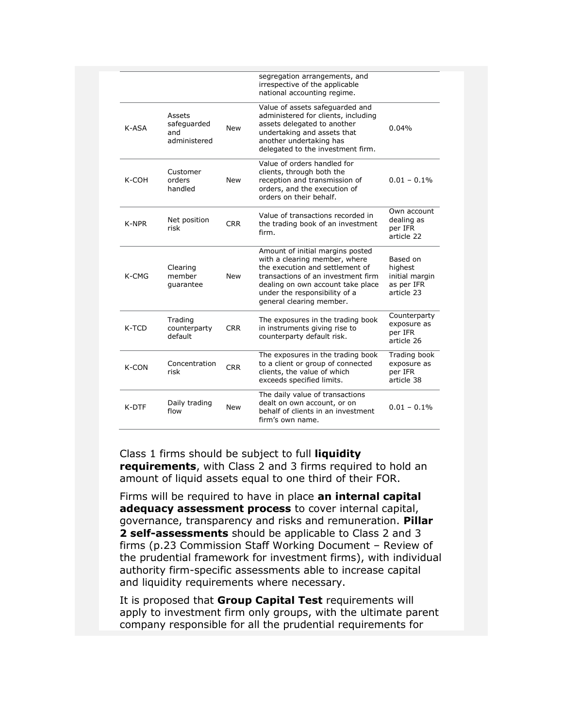| | | | segregation arrangements, and irrespective of the applicable national accounting regime. | |
|---|---|---|---|---|
| K-ASA | Assets safeguarded and administered | New | Value of assets safeguarded and administered for clients, including assets delegated to another undertaking and assets that another undertaking has delegated to the investment firm. | 0.04% |
| K-COH | Customer orders handled | New | Value of orders handled for clients, through both the reception and transmission of orders, and the execution of orders on their behalf. | 0.01 – 0.1% |
| K-NPR | Net position risk | CRR | Value of transactions recorded in the trading book of an investment firm. | Own account dealing as per IFR article 22 |
| K-CMG | Clearing member guarantee | New | Amount of initial margins posted with a clearing member, where the execution and settlement of transactions of an investment firm dealing on own account take place under the responsibility of a general clearing member. | Based on highest initial margin as per IFR article 23 |
| K-TCD | Trading counterparty default | CRR | The exposures in the trading book in instruments giving rise to counterparty default risk. | Counterparty exposure as per IFR article 26 |
| K-CON | Concentration risk | CRR | The exposures in the trading book to a client or group of connected clients, the value of which exceeds specified limits. | Trading book exposure as per IFR article 38 |
| K-DTF | Daily trading flow | New | The daily value of transactions dealt on own account, or on behalf of clients in an investment firm's own name. | 0.01 – 0.1% |

Class 1 firms should be subject to full **liquidity requirements**, with Class 2 and 3 firms required to hold an amount of liquid assets equal to one third of their FOR.

Firms will be required to have in place **an internal capital adequacy assessment process** to cover internal capital, governance, transparency and risks and remuneration. **Pillar 2 self-assessments** should be applicable to Class 2 and 3 firms (p.23 Commission Staff Working Document – Review of the prudential framework for investment firms), with individual authority firm-specific assessments able to increase capital and liquidity requirements where necessary.

It is proposed that **Group Capital Test** requirements will apply to investment firm only groups, with the ultimate parent company responsible for all the prudential requirements for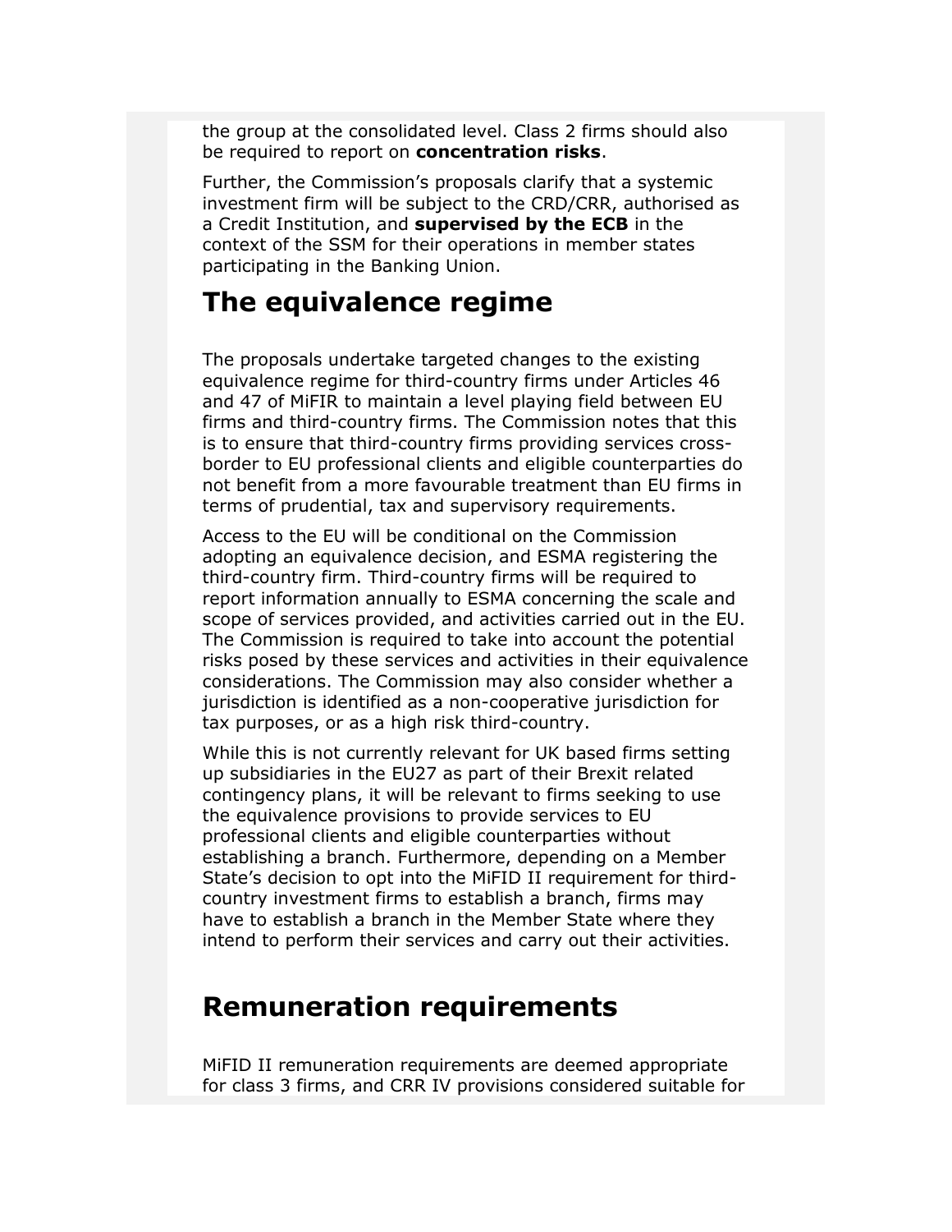the group at the consolidated level. Class 2 firms should also be required to report on **concentration risks**.

Further, the Commission's proposals clarify that a systemic investment firm will be subject to the CRD/CRR, authorised as a Credit Institution, and **supervised by the ECB** in the context of the SSM for their operations in member states participating in the Banking Union.

## The equivalence regime

The proposals undertake targeted changes to the existing equivalence regime for third-country firms under Articles 46 and 47 of MiFIR to maintain a level playing field between EU firms and third-country firms. The Commission notes that this is to ensure that third-country firms providing services cross-border to EU professional clients and eligible counterparties do not benefit from a more favourable treatment than EU firms in terms of prudential, tax and supervisory requirements.

Access to the EU will be conditional on the Commission adopting an equivalence decision, and ESMA registering the third-country firm. Third-country firms will be required to report information annually to ESMA concerning the scale and scope of services provided, and activities carried out in the EU. The Commission is required to take into account the potential risks posed by these services and activities in their equivalence considerations. The Commission may also consider whether a jurisdiction is identified as a non-cooperative jurisdiction for tax purposes, or as a high risk third-country.

While this is not currently relevant for UK based firms setting up subsidiaries in the EU27 as part of their Brexit related contingency plans, it will be relevant to firms seeking to use the equivalence provisions to provide services to EU professional clients and eligible counterparties without establishing a branch. Furthermore, depending on a Member State's decision to opt into the MiFID II requirement for third-country investment firms to establish a branch, firms may have to establish a branch in the Member State where they intend to perform their services and carry out their activities.

## Remuneration requirements

MiFID II remuneration requirements are deemed appropriate for class 3 firms, and CRR IV provisions considered suitable for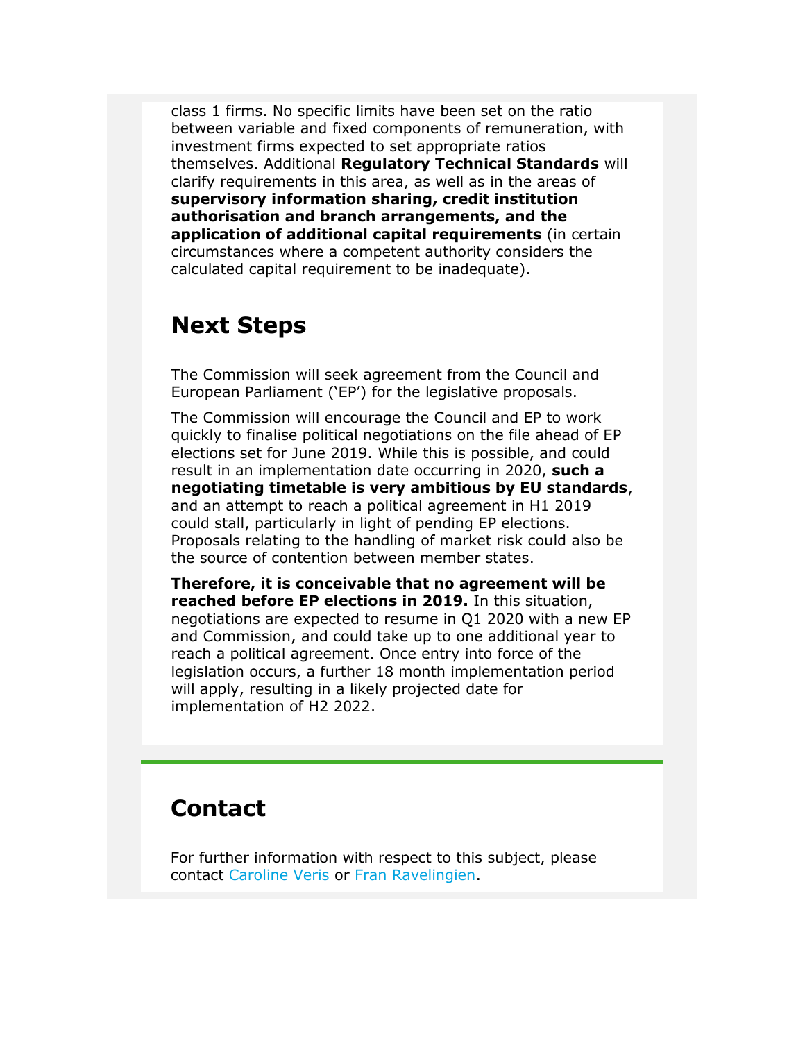class 1 firms. No specific limits have been set on the ratio between variable and fixed components of remuneration, with investment firms expected to set appropriate ratios themselves. Additional **Regulatory Technical Standards** will clarify requirements in this area, as well as in the areas of **supervisory information sharing, credit institution authorisation and branch arrangements, and the application of additional capital requirements** (in certain circumstances where a competent authority considers the calculated capital requirement to be inadequate).

## Next Steps

The Commission will seek agreement from the Council and European Parliament ('EP') for the legislative proposals.

The Commission will encourage the Council and EP to work quickly to finalise political negotiations on the file ahead of EP elections set for June 2019. While this is possible, and could result in an implementation date occurring in 2020, **such a negotiating timetable is very ambitious by EU standards**, and an attempt to reach a political agreement in H1 2019 could stall, particularly in light of pending EP elections. Proposals relating to the handling of market risk could also be the source of contention between member states.

**Therefore, it is conceivable that no agreement will be reached before EP elections in 2019.** In this situation, negotiations are expected to resume in Q1 2020 with a new EP and Commission, and could take up to one additional year to reach a political agreement. Once entry into force of the legislation occurs, a further 18 month implementation period will apply, resulting in a likely projected date for implementation of H2 2022.

## Contact

For further information with respect to this subject, please contact Caroline Veris or Fran Ravelingien.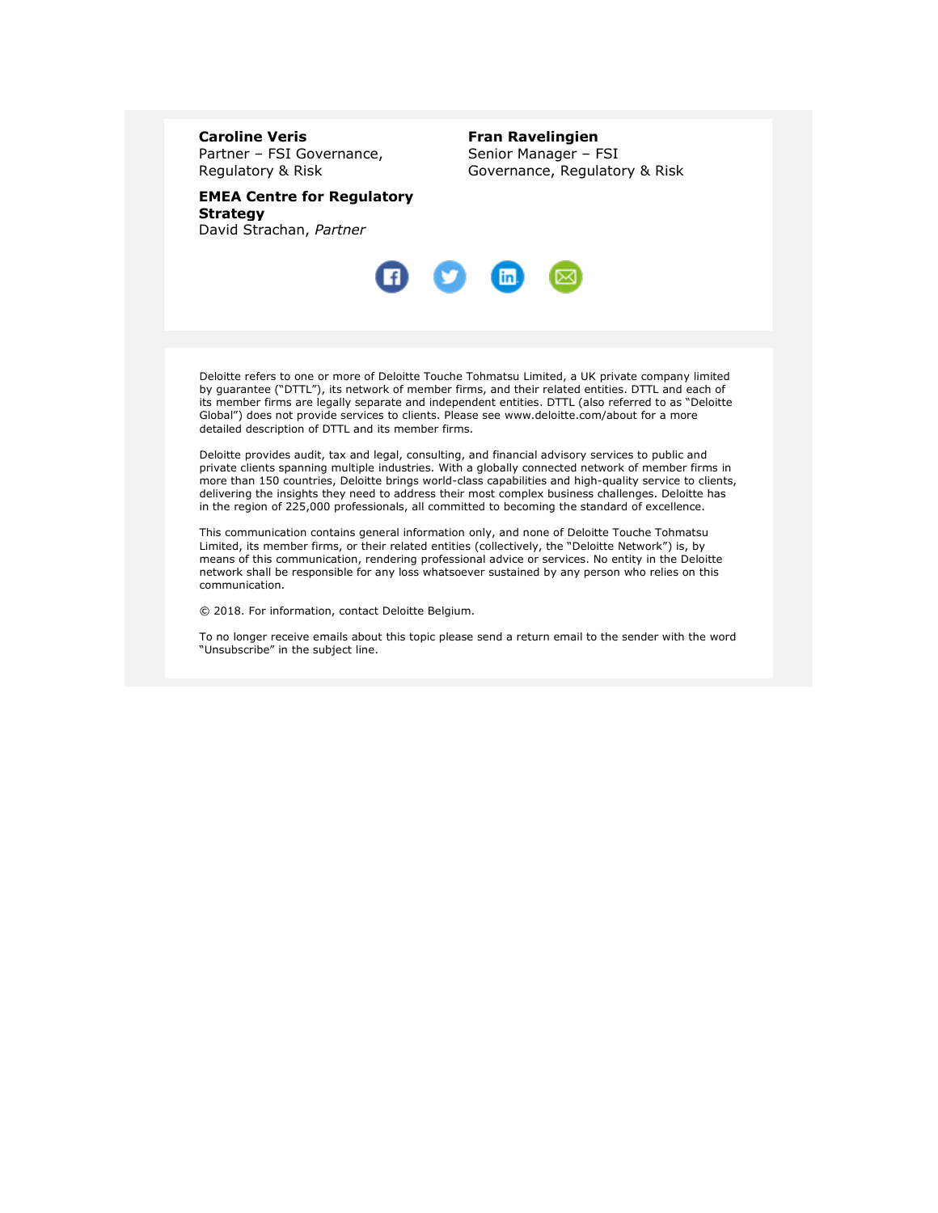**Caroline Veris**
Partner – FSI Governance, Regulatory & Risk

**Fran Ravelingien**
Senior Manager – FSI Governance, Regulatory & Risk

**EMEA Centre for Regulatory Strategy**
David Strachan, *Partner*

Deloitte refers to one or more of Deloitte Touche Tohmatsu Limited, a UK private company limited by guarantee ("DTTL"), its network of member firms, and their related entities. DTTL and each of its member firms are legally separate and independent entities. DTTL (also referred to as "Deloitte Global") does not provide services to clients. Please see www.deloitte.com/about for a more detailed description of DTTL and its member firms.

Deloitte provides audit, tax and legal, consulting, and financial advisory services to public and private clients spanning multiple industries. With a globally connected network of member firms in more than 150 countries, Deloitte brings world-class capabilities and high-quality service to clients, delivering the insights they need to address their most complex business challenges. Deloitte has in the region of 225,000 professionals, all committed to becoming the standard of excellence.

This communication contains general information only, and none of Deloitte Touche Tohmatsu Limited, its member firms, or their related entities (collectively, the "Deloitte Network") is, by means of this communication, rendering professional advice or services. No entity in the Deloitte network shall be responsible for any loss whatsoever sustained by any person who relies on this communication.

© 2018. For information, contact Deloitte Belgium.

To no longer receive emails about this topic please send a return email to the sender with the word "Unsubscribe" in the subject line.